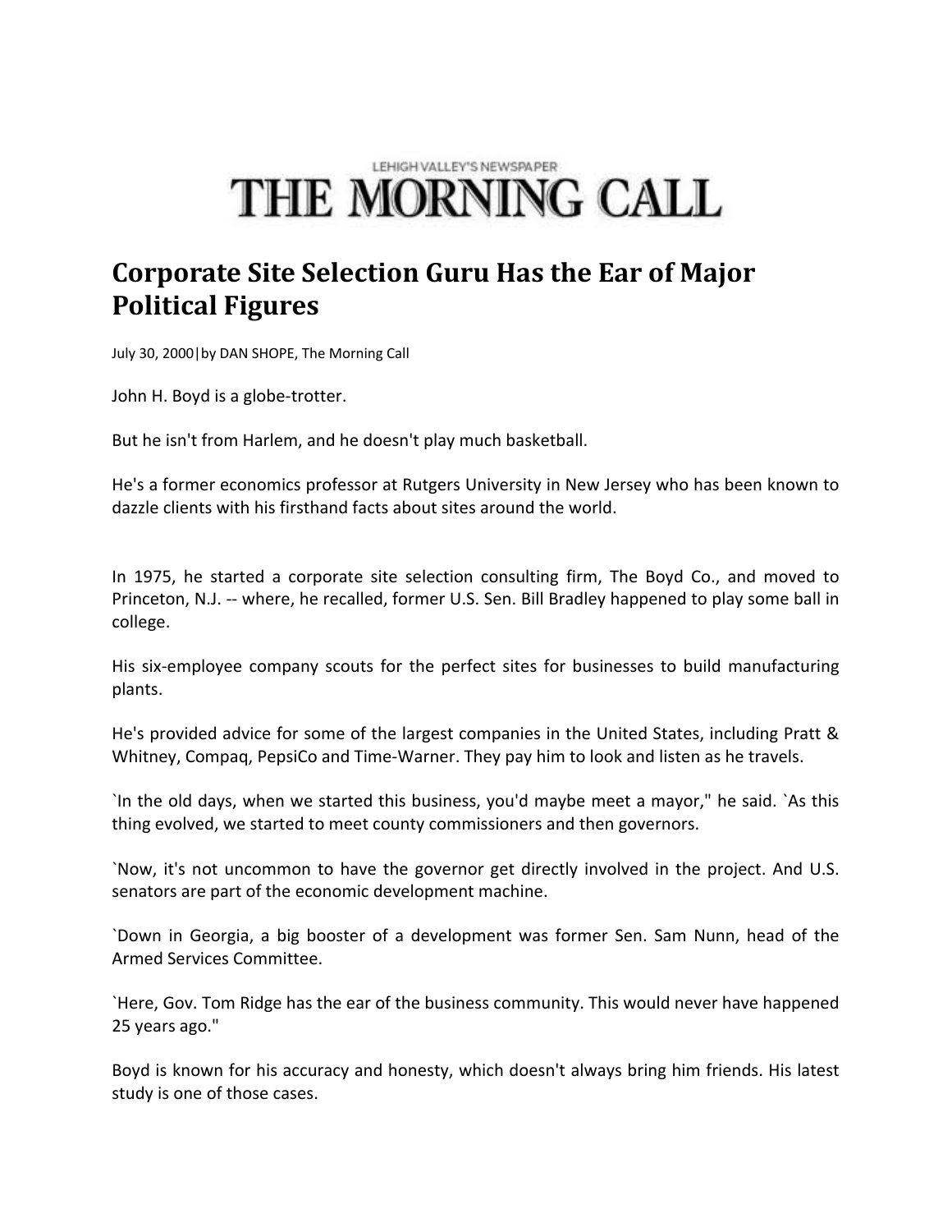LEHIGH VALLEY'S NEWSPAPER

# THE MORNING CALL

## Corporate Site Selection Guru Has the Ear of Major Political Figures

July 30, 2000|by DAN SHOPE, The Morning Call

John H. Boyd is a globe-trotter.

But he isn't from Harlem, and he doesn't play much basketball.

He's a former economics professor at Rutgers University in New Jersey who has been known to dazzle clients with his firsthand facts about sites around the world.

In 1975, he started a corporate site selection consulting firm, The Boyd Co., and moved to Princeton, N.J. -- where, he recalled, former U.S. Sen. Bill Bradley happened to play some ball in college.

His six-employee company scouts for the perfect sites for businesses to build manufacturing plants.

He's provided advice for some of the largest companies in the United States, including Pratt & Whitney, Compaq, PepsiCo and Time-Warner. They pay him to look and listen as he travels.

`In the old days, when we started this business, you'd maybe meet a mayor," he said. `As this thing evolved, we started to meet county commissioners and then governors.

`Now, it's not uncommon to have the governor get directly involved in the project. And U.S. senators are part of the economic development machine.

`Down in Georgia, a big booster of a development was former Sen. Sam Nunn, head of the Armed Services Committee.

`Here, Gov. Tom Ridge has the ear of the business community. This would never have happened 25 years ago."

Boyd is known for his accuracy and honesty, which doesn't always bring him friends. His latest study is one of those cases.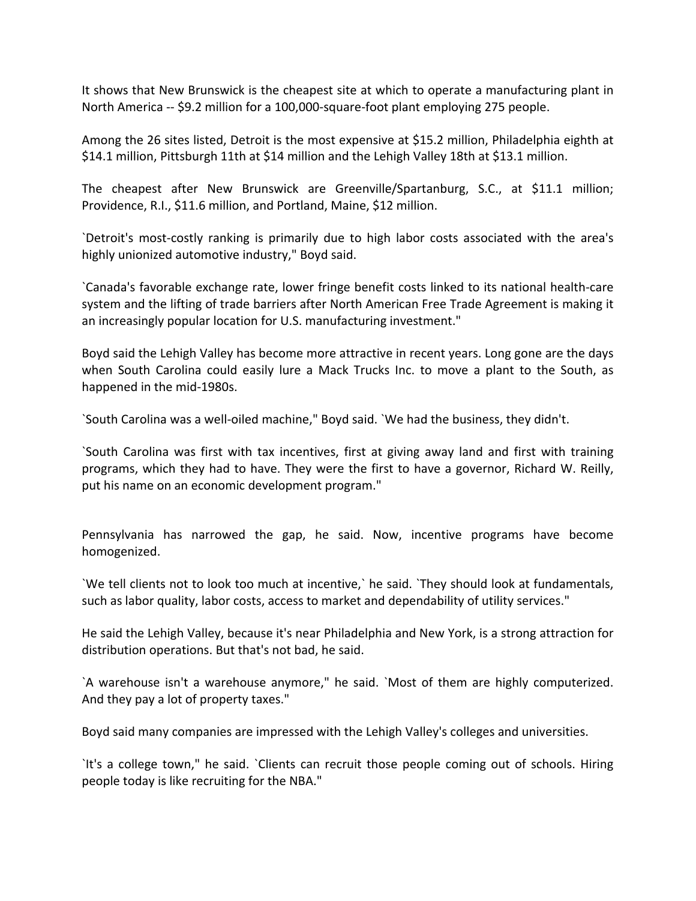It shows that New Brunswick is the cheapest site at which to operate a manufacturing plant in North America -- $9.2 million for a 100,000-square-foot plant employing 275 people.

Among the 26 sites listed, Detroit is the most expensive at $15.2 million, Philadelphia eighth at $14.1 million, Pittsburgh 11th at $14 million and the Lehigh Valley 18th at $13.1 million.

The cheapest after New Brunswick are Greenville/Spartanburg, S.C., at $11.1 million; Providence, R.I., $11.6 million, and Portland, Maine, $12 million.

`Detroit's most-costly ranking is primarily due to high labor costs associated with the area's highly unionized automotive industry," Boyd said.

`Canada's favorable exchange rate, lower fringe benefit costs linked to its national health-care system and the lifting of trade barriers after North American Free Trade Agreement is making it an increasingly popular location for U.S. manufacturing investment."

Boyd said the Lehigh Valley has become more attractive in recent years. Long gone are the days when South Carolina could easily lure a Mack Trucks Inc. to move a plant to the South, as happened in the mid-1980s.

`South Carolina was a well-oiled machine," Boyd said. `We had the business, they didn't.

`South Carolina was first with tax incentives, first at giving away land and first with training programs, which they had to have. They were the first to have a governor, Richard W. Reilly, put his name on an economic development program."

Pennsylvania has narrowed the gap, he said. Now, incentive programs have become homogenized.

`We tell clients not to look too much at incentive,` he said. `They should look at fundamentals, such as labor quality, labor costs, access to market and dependability of utility services."

He said the Lehigh Valley, because it's near Philadelphia and New York, is a strong attraction for distribution operations. But that's not bad, he said.

`A warehouse isn't a warehouse anymore," he said. `Most of them are highly computerized. And they pay a lot of property taxes."

Boyd said many companies are impressed with the Lehigh Valley's colleges and universities.

`It's a college town," he said. `Clients can recruit those people coming out of schools. Hiring people today is like recruiting for the NBA."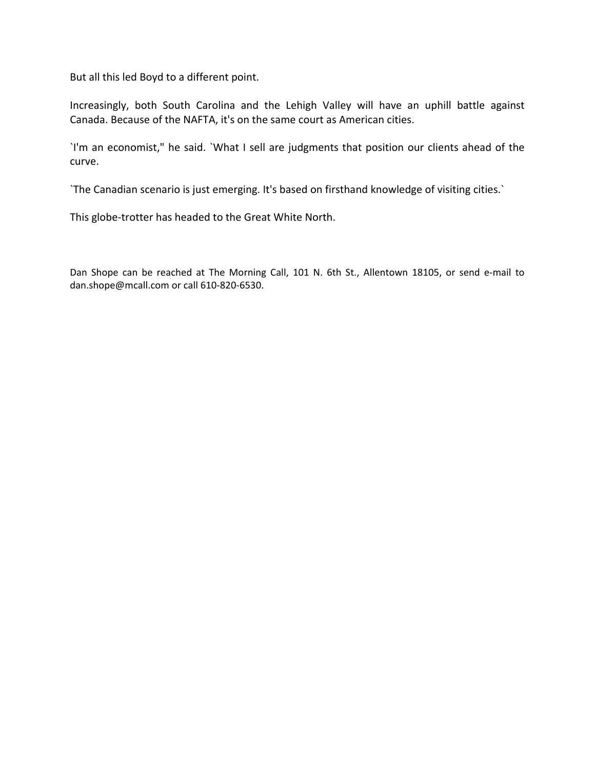But all this led Boyd to a different point.

Increasingly, both South Carolina and the Lehigh Valley will have an uphill battle against Canada. Because of the NAFTA, it's on the same court as American cities.

`I'm an economist," he said. `What I sell are judgments that position our clients ahead of the curve.

`The Canadian scenario is just emerging. It's based on firsthand knowledge of visiting cities.`

This globe-trotter has headed to the Great White North.

Dan Shope can be reached at The Morning Call, 101 N. 6th St., Allentown 18105, or send e-mail to dan.shope@mcall.com or call 610-820-6530.